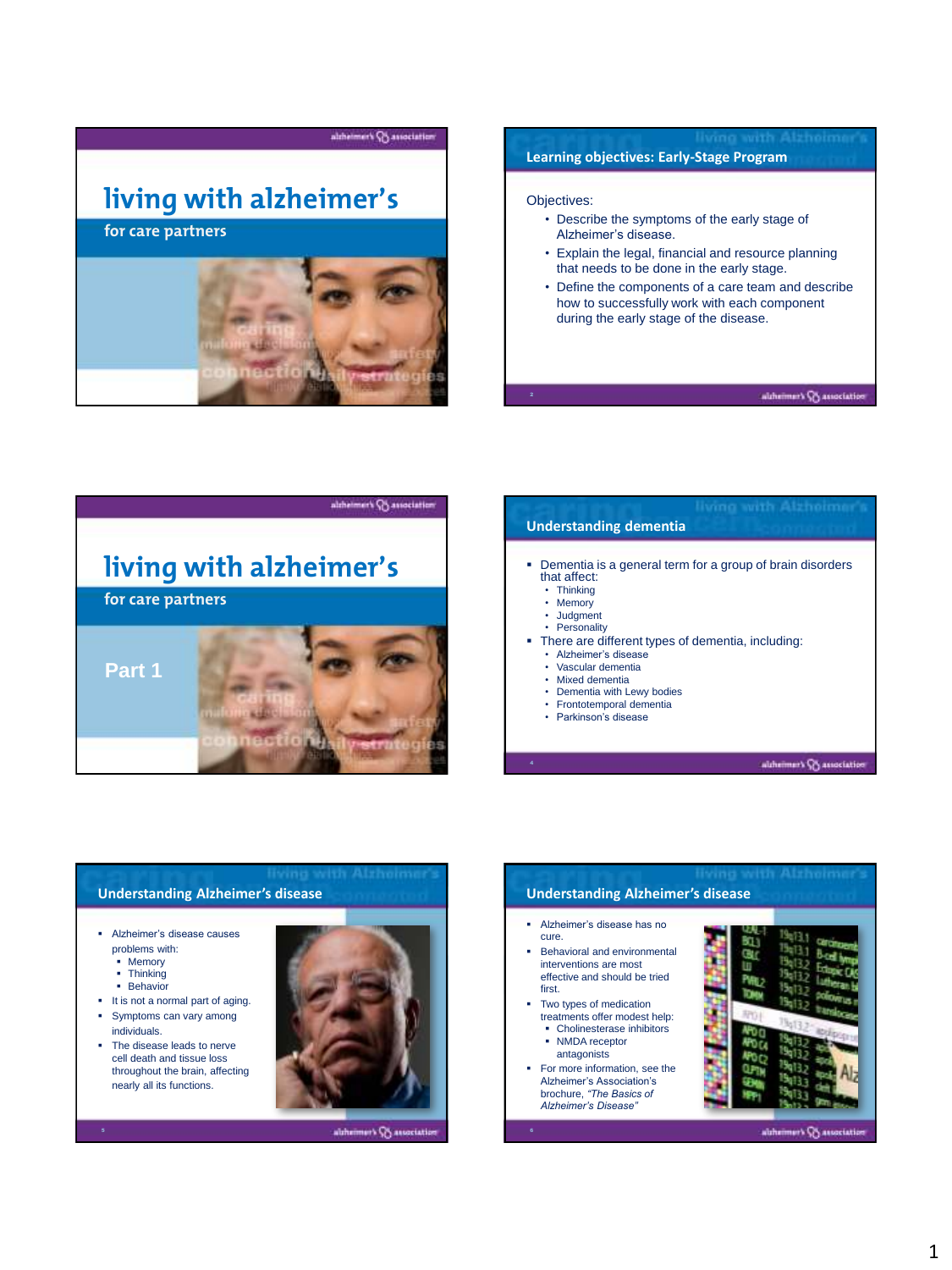# living with alzheimer's

## for care partners

---

## Learning objectives: Early-Stage Program

Objectives:

- Describe the symptoms of the early stage of Alzheimer's disease.
- Explain the legal, financial and resource planning that needs to be done in the early stage.
- Define the components of a care team and describe how to successfully work with each component during the early stage of the disease.

---

# living with alzheimer's

## for care partners

Part 1

---

## Understanding dementia

- Dementia is a general term for a group of brain disorders that affect:
  - Thinking
  - Memory
  - Judgment
  - Personality
- There are different types of dementia, including:
  - Alzheimer's disease
  - Vascular dementia
  - Mixed dementia
  - Dementia with Lewy bodies
  - Frontotemporal dementia
  - Parkinson's disease

---

## Understanding Alzheimer's disease

- Alzheimer's disease causes problems with:
  - Memory
  - Thinking
  - Behavior
- It is not a normal part of aging.
- Symptoms can vary among individuals.
- The disease leads to nerve cell death and tissue loss throughout the brain, affecting nearly all its functions.

---

## Understanding Alzheimer's disease

- Alzheimer's disease has no cure.
- Behavioral and environmental interventions are most effective and should be tried first.
- Two types of medication treatments offer modest help:
  - Cholinesterase inhibitors
  - NMDA receptor antagonists
- For more information, see the Alzheimer's Association's brochure, *"The Basics of Alzheimer's Disease"*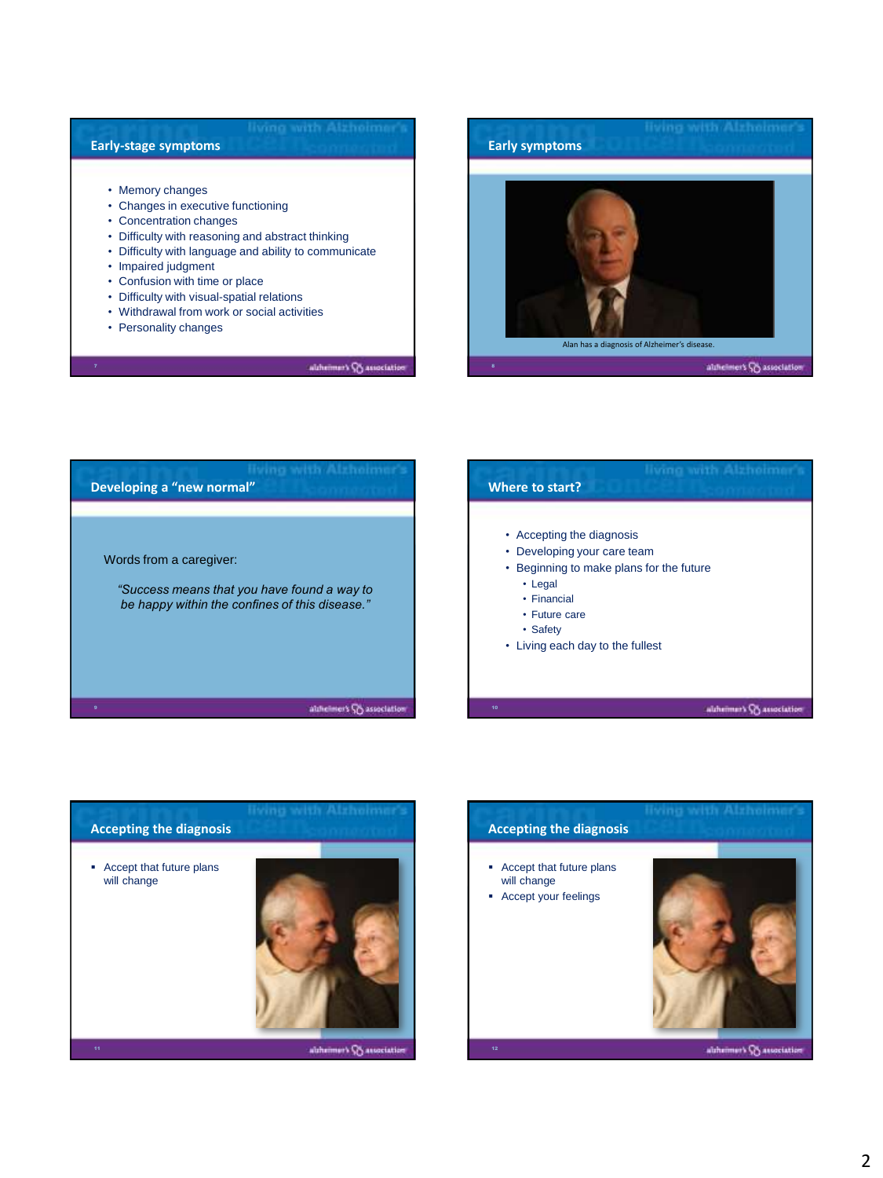## Early-stage symptoms

- Memory changes
- Changes in executive functioning
- Concentration changes
- Difficulty with reasoning and abstract thinking
- Difficulty with language and ability to communicate
- Impaired judgment
- Confusion with time or place
- Difficulty with visual-spatial relations
- Withdrawal from work or social activities
- Personality changes

## Early symptoms

Alan has a diagnosis of Alzheimer's disease.

## Developing a "new normal"

Words from a caregiver:

*"Success means that you have found a way to be happy within the confines of this disease."*

## Where to start?

- Accepting the diagnosis
- Developing your care team
- Beginning to make plans for the future
  - Legal
  - Financial
  - Future care
  - Safety
- Living each day to the fullest

## Accepting the diagnosis

- Accept that future plans will change

## Accepting the diagnosis

- Accept that future plans will change
- Accept your feelings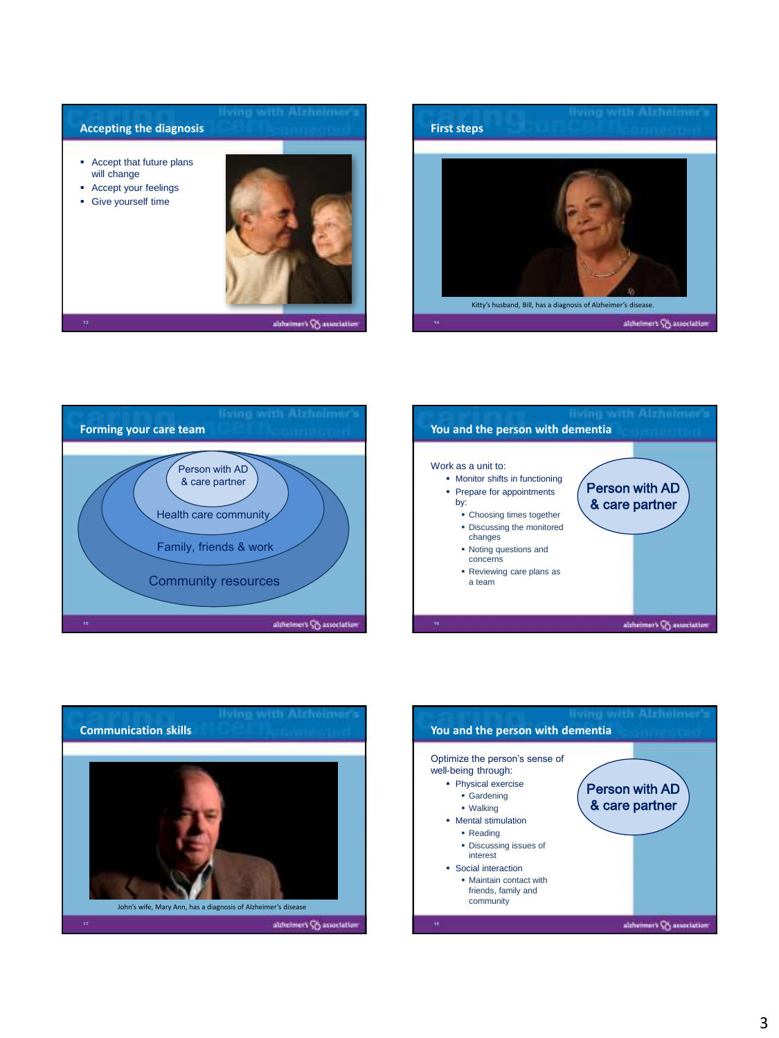## Accepting the diagnosis

- Accept that future plans will change
- Accept your feelings
- Give yourself time

## First steps

Kitty's husband, Bill, has a diagnosis of Alzheimer's disease.

## Forming your care team

- Person with AD & care partner
- Health care community
- Family, friends & work
- Community resources

## You and the person with dementia

Work as a unit to:

- Monitor shifts in functioning
- Prepare for appointments by:
  - Choosing times together
  - Discussing the monitored changes
  - Noting questions and concerns
  - Reviewing care plans as a team

Person with AD & care partner

## Communication skills

John's wife, Mary Ann, has a diagnosis of Alzheimer's disease

## You and the person with dementia

Optimize the person's sense of well-being through:

- Physical exercise
  - Gardening
  - Walking
- Mental stimulation
  - Reading
  - Discussing issues of interest
- Social interaction
  - Maintain contact with friends, family and community

Person with AD & care partner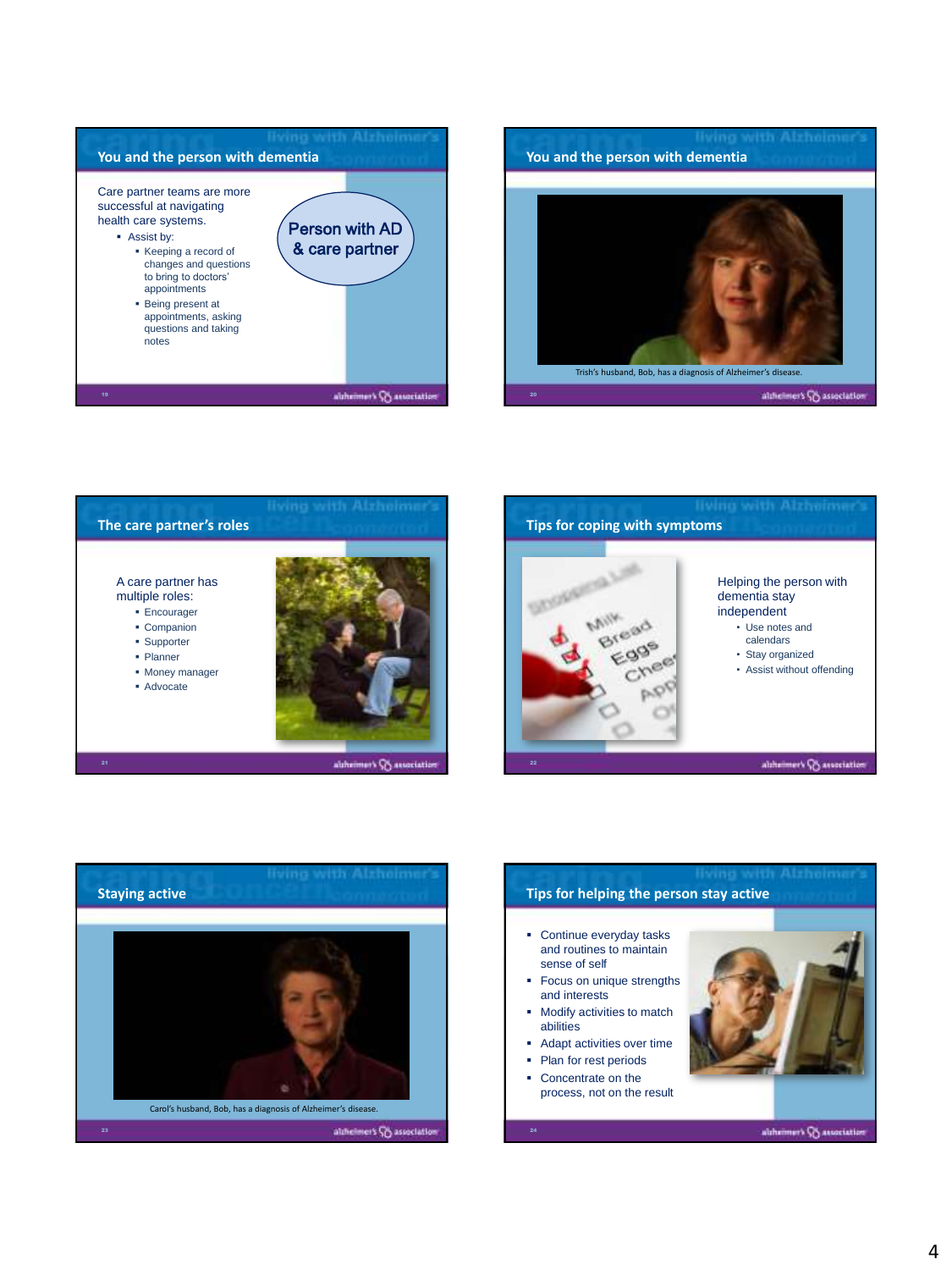## You and the person with dementia

Care partner teams are more successful at navigating health care systems.

- Assist by:
  - Keeping a record of changes and questions to bring to doctors' appointments
  - Being present at appointments, asking questions and taking notes

Person with AD & care partner

## You and the person with dementia

Trish's husband, Bob, has a diagnosis of Alzheimer's disease.

## The care partner's roles

A care partner has multiple roles:

- Encourager
- Companion
- Supporter
- Planner
- Money manager
- Advocate

## Tips for coping with symptoms

Helping the person with dementia stay independent

- Use notes and calendars
- Stay organized
- Assist without offending

## Staying active

Carol's husband, Bob, has a diagnosis of Alzheimer's disease.

## Tips for helping the person stay active

- Continue everyday tasks and routines to maintain sense of self
- Focus on unique strengths and interests
- Modify activities to match abilities
- Adapt activities over time
- Plan for rest periods
- Concentrate on the process, not on the result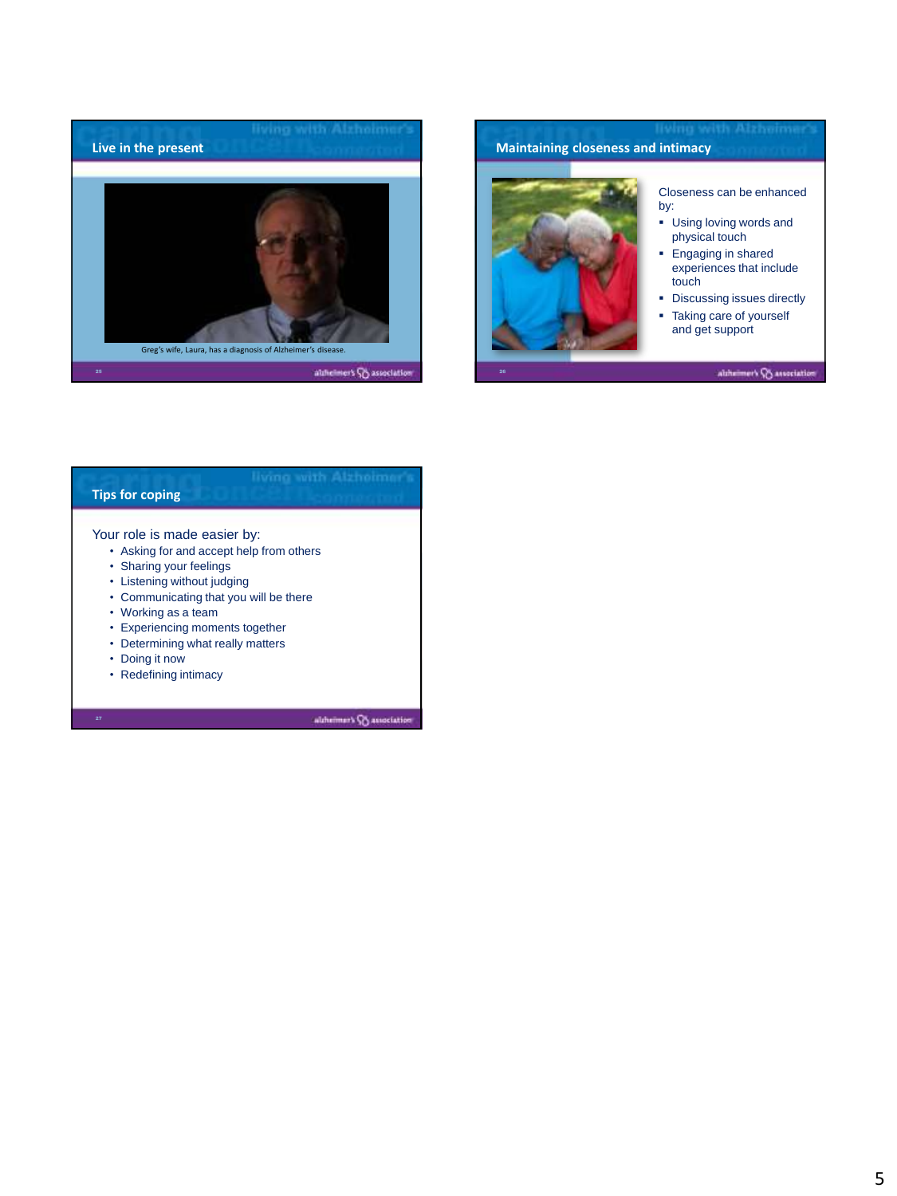## Live in the present

Greg's wife, Laura, has a diagnosis of Alzheimer's disease.

## Maintaining closeness and intimacy

Closeness can be enhanced by:

- Using loving words and physical touch
- Engaging in shared experiences that include touch
- Discussing issues directly
- Taking care of yourself and get support

## Tips for coping

Your role is made easier by:

- Asking for and accept help from others
- Sharing your feelings
- Listening without judging
- Communicating that you will be there
- Working as a team
- Experiencing moments together
- Determining what really matters
- Doing it now
- Redefining intimacy